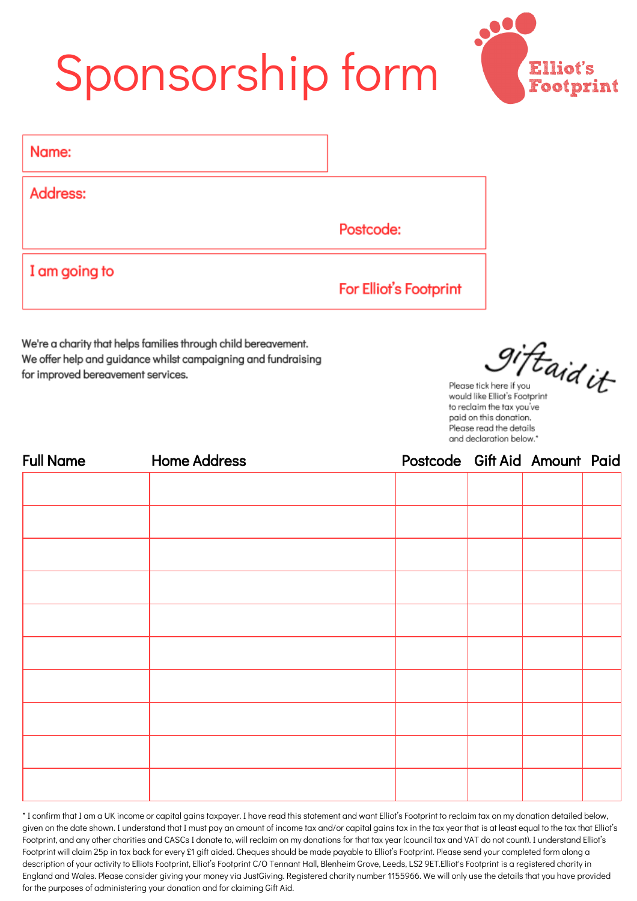# Sponsorship form

Elliot's Footprint

Name:

Address:

Postcode:

I am going to

For Elliot's Footprint

We're a charity that helps families through child bereavement. We offer help and guidance whilst campaigning and fundraising for improved bereavement services.

giftaid it

Please tick here if you would like Elliot's Footprint to reclaim the tax you've paid on this donation. Please read the details and declaration below.*

| Full Name | Home Address | Postcode | Gift Aid | Amount | Paid |
|---|---|---|---|---|---|
| | | | | | |
| | | | | | |
| | | | | | |
| | | | | | |
| | | | | | |
| | | | | | |
| | | | | | |
| | | | | | |
| | | | | | |
| | | | | | |

* I confirm that I am a UK income or capital gains taxpayer. I have read this statement and want Elliot's Footprint to reclaim tax on my donation detailed below, given on the date shown. I understand that I must pay an amount of income tax and/or capital gains tax in the tax year that is at least equal to the tax that Elliot's Footprint, and any other charities and CASCs I donate to, will reclaim on my donations for that tax year (council tax and VAT do not count). I understand Elliot's Footprint will claim 25p in tax back for every £1 gift aided. Cheques should be made payable to Elliot's Footprint. Please send your completed form along a description of your activity to Elliots Footprint, Elliot's Footprint C/O Tennant Hall, Blenheim Grove, Leeds, LS2 9ET.Elliot's Footprint is a registered charity in England and Wales. Please consider giving your money via JustGiving. Registered charity number 1155966. We will only use the details that you have provided for the purposes of administering your donation and for claiming Gift Aid.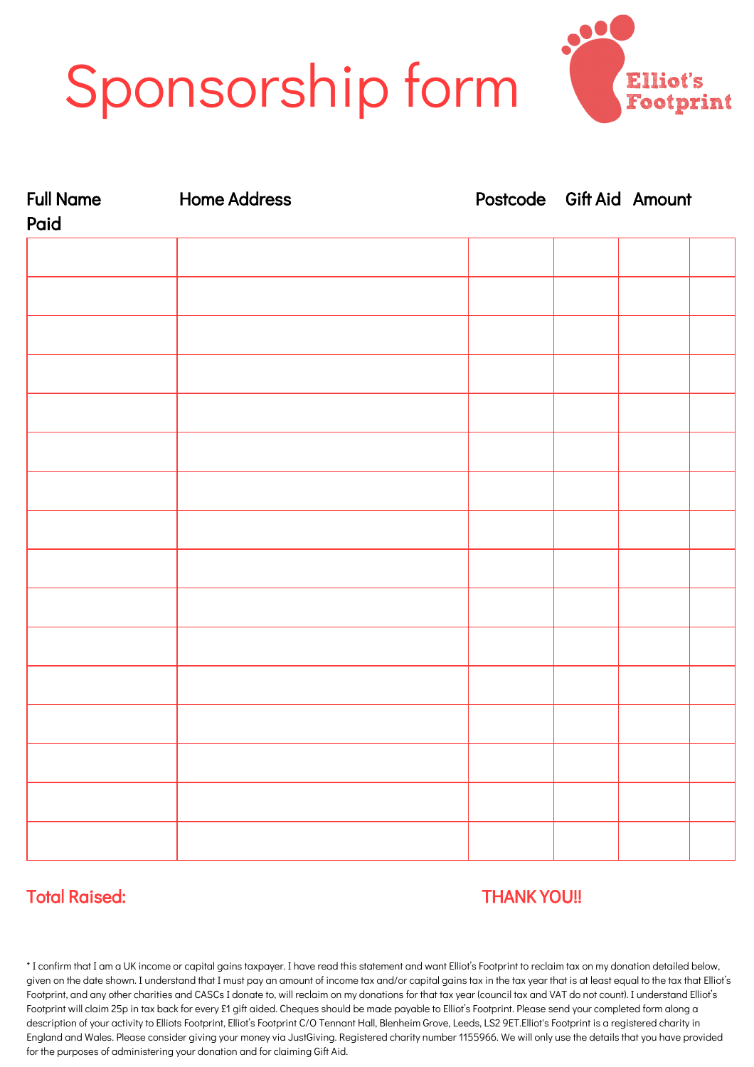# Sponsorship form

Elliot's Footprint

| Full Name | Home Address | Postcode | Gift Aid | Amount | Paid |
|---|---|---|---|---|---|
| | | | | | |
| | | | | | |
| | | | | | |
| | | | | | |
| | | | | | |
| | | | | | |
| | | | | | |
| | | | | | |
| | | | | | |
| | | | | | |
| | | | | | |
| | | | | | |
| | | | | | |
| | | | | | |
| | | | | | |
| | | | | | |

**Total Raised:**

**THANK YOU!!**

* I confirm that I am a UK income or capital gains taxpayer. I have read this statement and want Elliot's Footprint to reclaim tax on my donation detailed below, given on the date shown. I understand that I must pay an amount of income tax and/or capital gains tax in the tax year that is at least equal to the tax that Elliot's Footprint, and any other charities and CASCs I donate to, will reclaim on my donations for that tax year (council tax and VAT do not count). I understand Elliot's Footprint will claim 25p in tax back for every £1 gift aided. Cheques should be made payable to Elliot's Footprint. Please send your completed form along a description of your activity to Elliots Footprint, Elliot's Footprint C/O Tennant Hall, Blenheim Grove, Leeds, LS2 9ET.Elliot's Footprint is a registered charity in England and Wales. Please consider giving your money via JustGiving. Registered charity number 1155966. We will only use the details that you have provided for the purposes of administering your donation and for claiming Gift Aid.